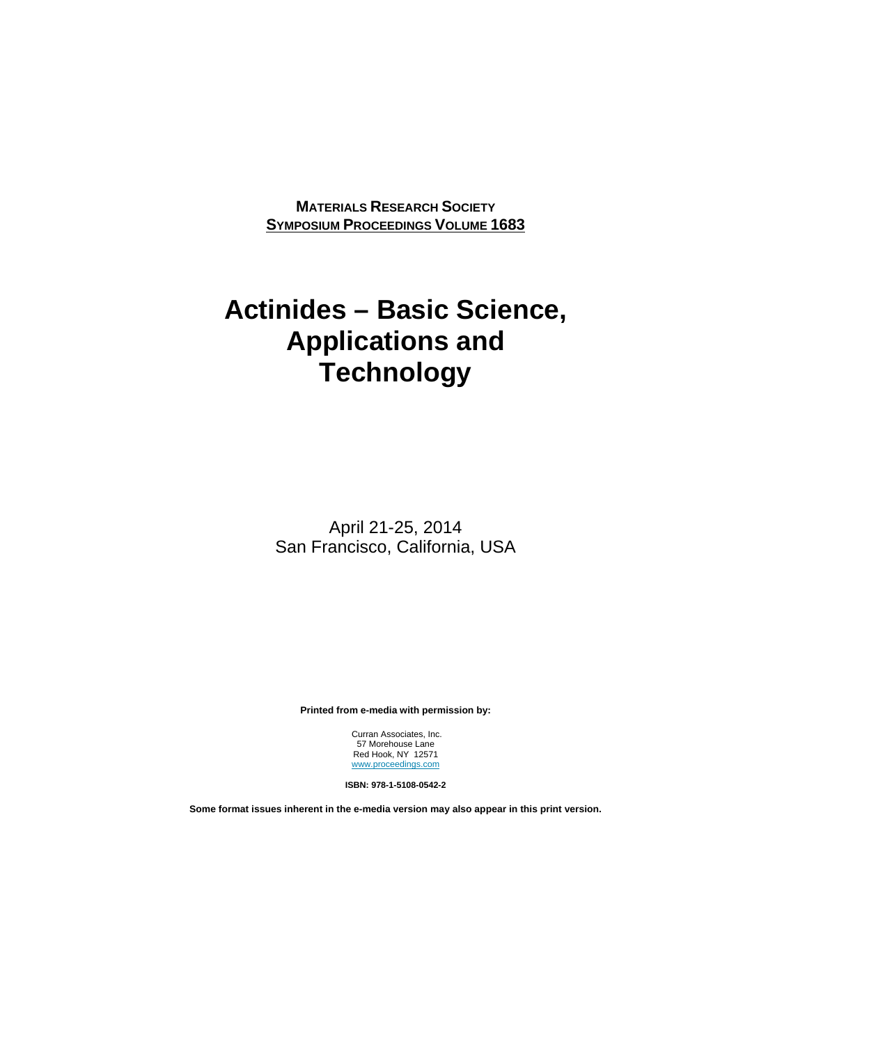**Materials Research Society**
**Symposium Proceedings Volume 1683**

# Actinides – Basic Science, Applications and Technology

April 21-25, 2014
San Francisco, California, USA

**Printed from e-media with permission by:**

Curran Associates, Inc.
57 Morehouse Lane
Red Hook, NY 12571
www.proceedings.com

**ISBN: 978-1-5108-0542-2**

**Some format issues inherent in the e-media version may also appear in this print version.**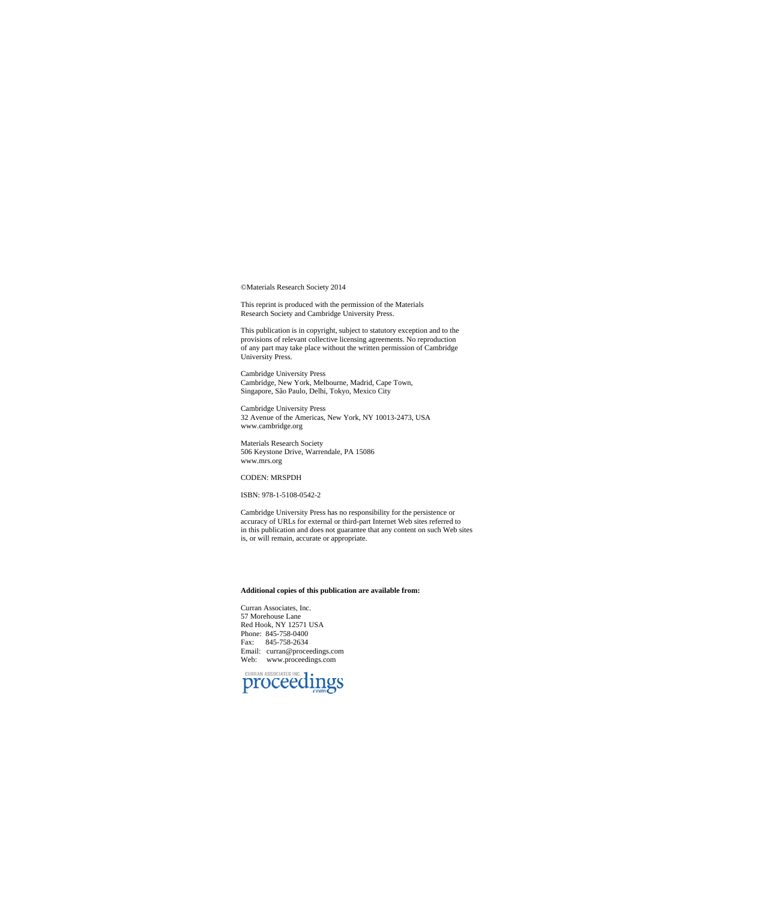©Materials Research Society 2014

This reprint is produced with the permission of the Materials Research Society and Cambridge University Press.

This publication is in copyright, subject to statutory exception and to the provisions of relevant collective licensing agreements. No reproduction of any part may take place without the written permission of Cambridge University Press.

Cambridge University Press
Cambridge, New York, Melbourne, Madrid, Cape Town,
Singapore, São Paulo, Delhi, Tokyo, Mexico City

Cambridge University Press
32 Avenue of the Americas, New York, NY 10013-2473, USA
www.cambridge.org

Materials Research Society
506 Keystone Drive, Warrendale, PA 15086
www.mrs.org

CODEN: MRSPDH

ISBN: 978-1-5108-0542-2

Cambridge University Press has no responsibility for the persistence or accuracy of URLs for external or third-part Internet Web sites referred to in this publication and does not guarantee that any content on such Web sites is, or will remain, accurate or appropriate.

**Additional copies of this publication are available from:**

Curran Associates, Inc.
57 Morehouse Lane
Red Hook, NY 12571 USA
Phone: 845-758-0400
Fax: 845-758-2634
Email: curran@proceedings.com
Web: www.proceedings.com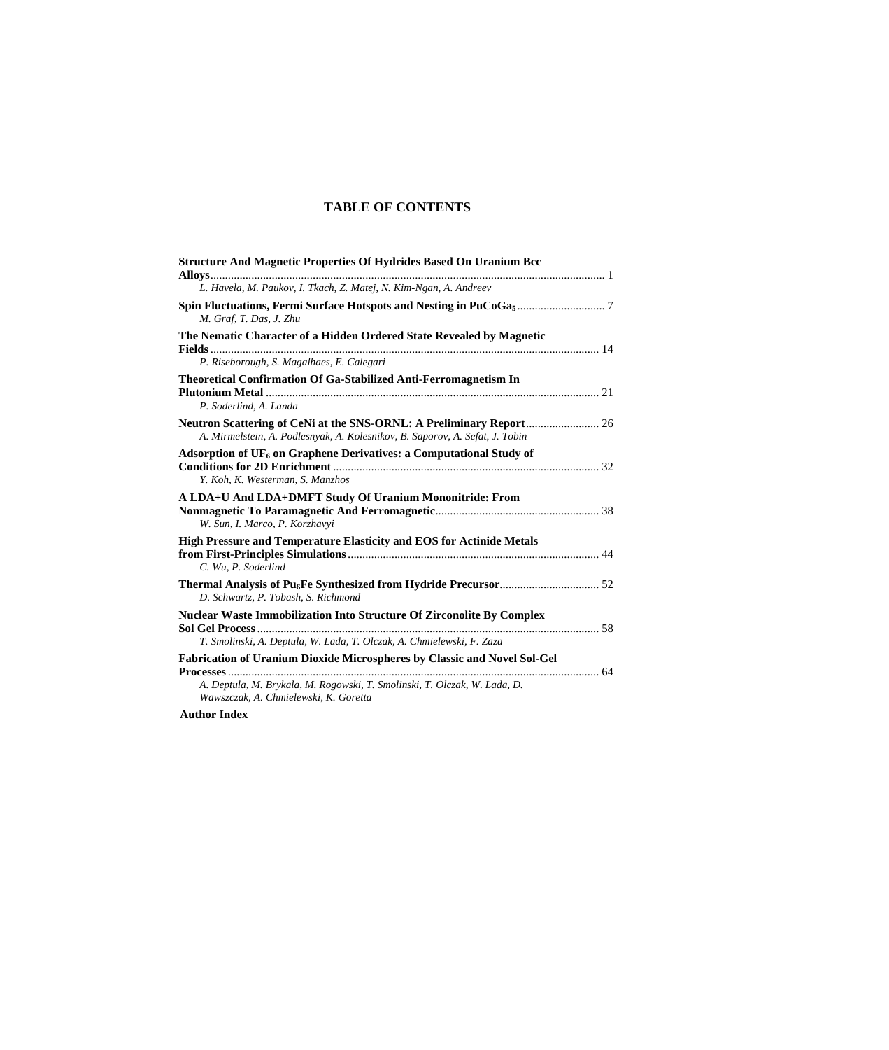# TABLE OF CONTENTS

**Structure And Magnetic Properties Of Hydrides Based On Uranium Bcc Alloys** ........ 1
*L. Havela, M. Paukov, I. Tkach, Z. Matej, N. Kim-Ngan, A. Andreev*

**Spin Fluctuations, Fermi Surface Hotspots and Nesting in $PuCoGa_5$** ........ 7
*M. Graf, T. Das, J. Zhu*

**The Nematic Character of a Hidden Ordered State Revealed by Magnetic Fields** ........ 14
*P. Riseborough, S. Magalhaes, E. Calegari*

**Theoretical Confirmation Of Ga-Stabilized Anti-Ferromagnetism In Plutonium Metal** ........ 21
*P. Soderlind, A. Landa*

**Neutron Scattering of CeNi at the SNS-ORNL: A Preliminary Report** ........ 26
*A. Mirmelstein, A. Podlesnyak, A. Kolesnikov, B. Saporov, A. Sefat, J. Tobin*

**Adsorption of $UF_6$ on Graphene Derivatives: a Computational Study of Conditions for 2D Enrichment** ........ 32
*Y. Koh, K. Westerman, S. Manzhos*

**A LDA+U And LDA+DMFT Study Of Uranium Mononitride: From Nonmagnetic To Paramagnetic And Ferromagnetic** ........ 38
*W. Sun, I. Marco, P. Korzhavyi*

**High Pressure and Temperature Elasticity and EOS for Actinide Metals from First-Principles Simulations** ........ 44
*C. Wu, P. Soderlind*

**Thermal Analysis of $Pu_6Fe$ Synthesized from Hydride Precursor** ........ 52
*D. Schwartz, P. Tobash, S. Richmond*

**Nuclear Waste Immobilization Into Structure Of Zirconolite By Complex Sol Gel Process** ........ 58
*T. Smolinski, A. Deptula, W. Lada, T. Olczak, A. Chmielewski, F. Zaza*

**Fabrication of Uranium Dioxide Microspheres by Classic and Novel Sol-Gel Processes** ........ 64
*A. Deptula, M. Brykala, M. Rogowski, T. Smolinski, T. Olczak, W. Lada, D. Wawszczak, A. Chmielewski, K. Goretta*

**Author Index**